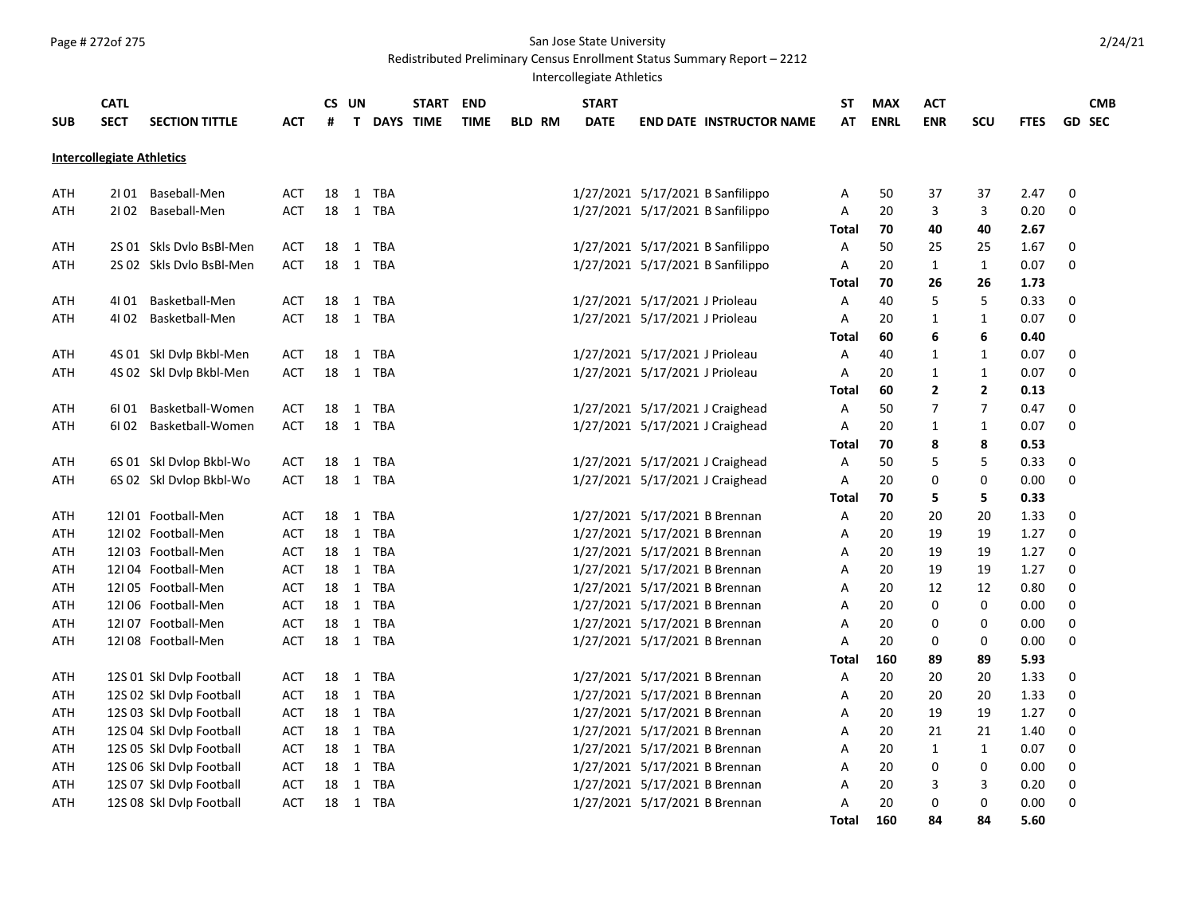San Jose State University

Redistributed Preliminary Census Enrollment Status Summary Report – 2212

Intercollegiate Athletics

## Intercollegiate Athletics

| SUB | CATL SECT | SECTION TITTLE | ACT | CS # | UN T | DAYS | START TIME | END TIME | BLD | RM | START DATE | END DATE | INSTRUCTOR NAME | ST AT | MAX ENRL | ACT ENR | SCU | FTES | GD | CMB SEC |
|---|---|---|---|---|---|---|---|---|---|---|---|---|---|---|---|---|---|---|---|---|
| ATH | 2I 01 | Baseball-Men | ACT | 18 | 1 | TBA | | | | | 1/27/2021 | 5/17/2021 | B Sanfilippo | A | 50 | 37 | 37 | 2.47 | 0 | |
| ATH | 2I 02 | Baseball-Men | ACT | 18 | 1 | TBA | | | | | 1/27/2021 | 5/17/2021 | B Sanfilippo | A | 20 | 3 | 3 | 0.20 | 0 | |
| | | | | | | | | | | | | | | **Total** | **70** | **40** | **40** | **2.67** | | |
| ATH | 2S 01 | Skls Dvlo BsBl-Men | ACT | 18 | 1 | TBA | | | | | 1/27/2021 | 5/17/2021 | B Sanfilippo | A | 50 | 25 | 25 | 1.67 | 0 | |
| ATH | 2S 02 | Skls Dvlo BsBl-Men | ACT | 18 | 1 | TBA | | | | | 1/27/2021 | 5/17/2021 | B Sanfilippo | A | 20 | 1 | 1 | 0.07 | 0 | |
| | | | | | | | | | | | | | | **Total** | **70** | **26** | **26** | **1.73** | | |
| ATH | 4I 01 | Basketball-Men | ACT | 18 | 1 | TBA | | | | | 1/27/2021 | 5/17/2021 | J Prioleau | A | 40 | 5 | 5 | 0.33 | 0 | |
| ATH | 4I 02 | Basketball-Men | ACT | 18 | 1 | TBA | | | | | 1/27/2021 | 5/17/2021 | J Prioleau | A | 20 | 1 | 1 | 0.07 | 0 | |
| | | | | | | | | | | | | | | **Total** | **60** | **6** | **6** | **0.40** | | |
| ATH | 4S 01 | Skl Dvlp Bkbl-Men | ACT | 18 | 1 | TBA | | | | | 1/27/2021 | 5/17/2021 | J Prioleau | A | 40 | 1 | 1 | 0.07 | 0 | |
| ATH | 4S 02 | Skl Dvlp Bkbl-Men | ACT | 18 | 1 | TBA | | | | | 1/27/2021 | 5/17/2021 | J Prioleau | A | 20 | 1 | 1 | 0.07 | 0 | |
| | | | | | | | | | | | | | | **Total** | **60** | **2** | **2** | **0.13** | | |
| ATH | 6I 01 | Basketball-Women | ACT | 18 | 1 | TBA | | | | | 1/27/2021 | 5/17/2021 | J Craighead | A | 50 | 7 | 7 | 0.47 | 0 | |
| ATH | 6I 02 | Basketball-Women | ACT | 18 | 1 | TBA | | | | | 1/27/2021 | 5/17/2021 | J Craighead | A | 20 | 1 | 1 | 0.07 | 0 | |
| | | | | | | | | | | | | | | **Total** | **70** | **8** | **8** | **0.53** | | |
| ATH | 6S 01 | Skl Dvlop Bkbl-Wo | ACT | 18 | 1 | TBA | | | | | 1/27/2021 | 5/17/2021 | J Craighead | A | 50 | 5 | 5 | 0.33 | 0 | |
| ATH | 6S 02 | Skl Dvlop Bkbl-Wo | ACT | 18 | 1 | TBA | | | | | 1/27/2021 | 5/17/2021 | J Craighead | A | 20 | 0 | 0 | 0.00 | 0 | |
| | | | | | | | | | | | | | | **Total** | **70** | **5** | **5** | **0.33** | | |
| ATH | 12I 01 | Football-Men | ACT | 18 | 1 | TBA | | | | | 1/27/2021 | 5/17/2021 | B Brennan | A | 20 | 20 | 20 | 1.33 | 0 | |
| ATH | 12I 02 | Football-Men | ACT | 18 | 1 | TBA | | | | | 1/27/2021 | 5/17/2021 | B Brennan | A | 20 | 19 | 19 | 1.27 | 0 | |
| ATH | 12I 03 | Football-Men | ACT | 18 | 1 | TBA | | | | | 1/27/2021 | 5/17/2021 | B Brennan | A | 20 | 19 | 19 | 1.27 | 0 | |
| ATH | 12I 04 | Football-Men | ACT | 18 | 1 | TBA | | | | | 1/27/2021 | 5/17/2021 | B Brennan | A | 20 | 19 | 19 | 1.27 | 0 | |
| ATH | 12I 05 | Football-Men | ACT | 18 | 1 | TBA | | | | | 1/27/2021 | 5/17/2021 | B Brennan | A | 20 | 12 | 12 | 0.80 | 0 | |
| ATH | 12I 06 | Football-Men | ACT | 18 | 1 | TBA | | | | | 1/27/2021 | 5/17/2021 | B Brennan | A | 20 | 0 | 0 | 0.00 | 0 | |
| ATH | 12I 07 | Football-Men | ACT | 18 | 1 | TBA | | | | | 1/27/2021 | 5/17/2021 | B Brennan | A | 20 | 0 | 0 | 0.00 | 0 | |
| ATH | 12I 08 | Football-Men | ACT | 18 | 1 | TBA | | | | | 1/27/2021 | 5/17/2021 | B Brennan | A | 20 | 0 | 0 | 0.00 | 0 | |
| | | | | | | | | | | | | | | **Total** | **160** | **89** | **89** | **5.93** | | |
| ATH | 12S 01 | Skl Dvlp Football | ACT | 18 | 1 | TBA | | | | | 1/27/2021 | 5/17/2021 | B Brennan | A | 20 | 20 | 20 | 1.33 | 0 | |
| ATH | 12S 02 | Skl Dvlp Football | ACT | 18 | 1 | TBA | | | | | 1/27/2021 | 5/17/2021 | B Brennan | A | 20 | 20 | 20 | 1.33 | 0 | |
| ATH | 12S 03 | Skl Dvlp Football | ACT | 18 | 1 | TBA | | | | | 1/27/2021 | 5/17/2021 | B Brennan | A | 20 | 19 | 19 | 1.27 | 0 | |
| ATH | 12S 04 | Skl Dvlp Football | ACT | 18 | 1 | TBA | | | | | 1/27/2021 | 5/17/2021 | B Brennan | A | 20 | 21 | 21 | 1.40 | 0 | |
| ATH | 12S 05 | Skl Dvlp Football | ACT | 18 | 1 | TBA | | | | | 1/27/2021 | 5/17/2021 | B Brennan | A | 20 | 1 | 1 | 0.07 | 0 | |
| ATH | 12S 06 | Skl Dvlp Football | ACT | 18 | 1 | TBA | | | | | 1/27/2021 | 5/17/2021 | B Brennan | A | 20 | 0 | 0 | 0.00 | 0 | |
| ATH | 12S 07 | Skl Dvlp Football | ACT | 18 | 1 | TBA | | | | | 1/27/2021 | 5/17/2021 | B Brennan | A | 20 | 3 | 3 | 0.20 | 0 | |
| ATH | 12S 08 | Skl Dvlp Football | ACT | 18 | 1 | TBA | | | | | 1/27/2021 | 5/17/2021 | B Brennan | A | 20 | 0 | 0 | 0.00 | 0 | |
| | | | | | | | | | | | | | | **Total** | **160** | **84** | **84** | **5.60** | | |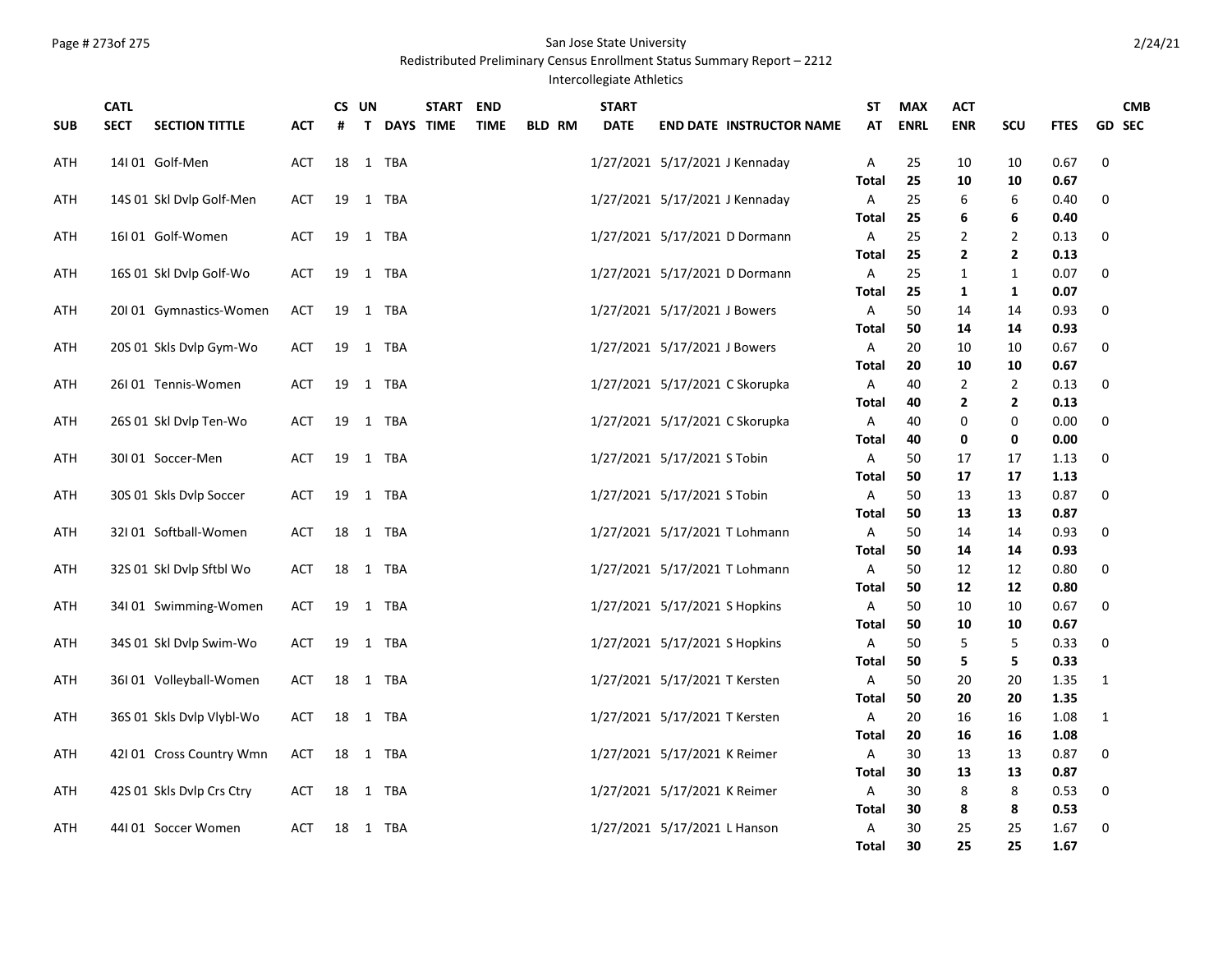San Jose State University

Redistributed Preliminary Census Enrollment Status Summary Report – 2212

Intercollegiate Athletics

| SUB | CATL SECT | SECTION TITTLE | ACT | CS # | UN T | DAYS | START TIME | END TIME | BLD | RM | START DATE | END DATE | INSTRUCTOR NAME | ST AT | MAX ENRL | ACT ENR | SCU | FTES | GD | CMB SEC |
|---|---|---|---|---|---|---|---|---|---|---|---|---|---|---|---|---|---|---|---|---|
| ATH | 14I 01 | Golf-Men | ACT | 18 | 1 | TBA | | | | | 1/27/2021 | 5/17/2021 | J Kennaday | A | 25 | 10 | 10 | 0.67 | 0 | |
| | | | | | | | | | | | | | | **Total** | **25** | **10** | **10** | **0.67** | | |
| ATH | 14S 01 | Skl Dvlp Golf-Men | ACT | 19 | 1 | TBA | | | | | 1/27/2021 | 5/17/2021 | J Kennaday | A | 25 | 6 | 6 | 0.40 | 0 | |
| | | | | | | | | | | | | | | **Total** | **25** | **6** | **6** | **0.40** | | |
| ATH | 16I 01 | Golf-Women | ACT | 19 | 1 | TBA | | | | | 1/27/2021 | 5/17/2021 | D Dormann | A | 25 | 2 | 2 | 0.13 | 0 | |
| | | | | | | | | | | | | | | **Total** | **25** | **2** | **2** | **0.13** | | |
| ATH | 16S 01 | Skl Dvlp Golf-Wo | ACT | 19 | 1 | TBA | | | | | 1/27/2021 | 5/17/2021 | D Dormann | A | 25 | 1 | 1 | 0.07 | 0 | |
| | | | | | | | | | | | | | | **Total** | **25** | **1** | **1** | **0.07** | | |
| ATH | 20I 01 | Gymnastics-Women | ACT | 19 | 1 | TBA | | | | | 1/27/2021 | 5/17/2021 | J Bowers | A | 50 | 14 | 14 | 0.93 | 0 | |
| | | | | | | | | | | | | | | **Total** | **50** | **14** | **14** | **0.93** | | |
| ATH | 20S 01 | Skls Dvlp Gym-Wo | ACT | 19 | 1 | TBA | | | | | 1/27/2021 | 5/17/2021 | J Bowers | A | 20 | 10 | 10 | 0.67 | 0 | |
| | | | | | | | | | | | | | | **Total** | **20** | **10** | **10** | **0.67** | | |
| ATH | 26I 01 | Tennis-Women | ACT | 19 | 1 | TBA | | | | | 1/27/2021 | 5/17/2021 | C Skorupka | A | 40 | 2 | 2 | 0.13 | 0 | |
| | | | | | | | | | | | | | | **Total** | **40** | **2** | **2** | **0.13** | | |
| ATH | 26S 01 | Skl Dvlp Ten-Wo | ACT | 19 | 1 | TBA | | | | | 1/27/2021 | 5/17/2021 | C Skorupka | A | 40 | 0 | 0 | 0.00 | 0 | |
| | | | | | | | | | | | | | | **Total** | **40** | **0** | **0** | **0.00** | | |
| ATH | 30I 01 | Soccer-Men | ACT | 19 | 1 | TBA | | | | | 1/27/2021 | 5/17/2021 | S Tobin | A | 50 | 17 | 17 | 1.13 | 0 | |
| | | | | | | | | | | | | | | **Total** | **50** | **17** | **17** | **1.13** | | |
| ATH | 30S 01 | Skls Dvlp Soccer | ACT | 19 | 1 | TBA | | | | | 1/27/2021 | 5/17/2021 | S Tobin | A | 50 | 13 | 13 | 0.87 | 0 | |
| | | | | | | | | | | | | | | **Total** | **50** | **13** | **13** | **0.87** | | |
| ATH | 32I 01 | Softball-Women | ACT | 18 | 1 | TBA | | | | | 1/27/2021 | 5/17/2021 | T Lohmann | A | 50 | 14 | 14 | 0.93 | 0 | |
| | | | | | | | | | | | | | | **Total** | **50** | **14** | **14** | **0.93** | | |
| ATH | 32S 01 | Skl Dvlp Sftbl Wo | ACT | 18 | 1 | TBA | | | | | 1/27/2021 | 5/17/2021 | T Lohmann | A | 50 | 12 | 12 | 0.80 | 0 | |
| | | | | | | | | | | | | | | **Total** | **50** | **12** | **12** | **0.80** | | |
| ATH | 34I 01 | Swimming-Women | ACT | 19 | 1 | TBA | | | | | 1/27/2021 | 5/17/2021 | S Hopkins | A | 50 | 10 | 10 | 0.67 | 0 | |
| | | | | | | | | | | | | | | **Total** | **50** | **10** | **10** | **0.67** | | |
| ATH | 34S 01 | Skl Dvlp Swim-Wo | ACT | 19 | 1 | TBA | | | | | 1/27/2021 | 5/17/2021 | S Hopkins | A | 50 | 5 | 5 | 0.33 | 0 | |
| | | | | | | | | | | | | | | **Total** | **50** | **5** | **5** | **0.33** | | |
| ATH | 36I 01 | Volleyball-Women | ACT | 18 | 1 | TBA | | | | | 1/27/2021 | 5/17/2021 | T Kersten | A | 50 | 20 | 20 | 1.35 | 1 | |
| | | | | | | | | | | | | | | **Total** | **50** | **20** | **20** | **1.35** | | |
| ATH | 36S 01 | Skls Dvlp Vlybl-Wo | ACT | 18 | 1 | TBA | | | | | 1/27/2021 | 5/17/2021 | T Kersten | A | 20 | 16 | 16 | 1.08 | 1 | |
| | | | | | | | | | | | | | | **Total** | **20** | **16** | **16** | **1.08** | | |
| ATH | 42I 01 | Cross Country Wmn | ACT | 18 | 1 | TBA | | | | | 1/27/2021 | 5/17/2021 | K Reimer | A | 30 | 13 | 13 | 0.87 | 0 | |
| | | | | | | | | | | | | | | **Total** | **30** | **13** | **13** | **0.87** | | |
| ATH | 42S 01 | Skls Dvlp Crs Ctry | ACT | 18 | 1 | TBA | | | | | 1/27/2021 | 5/17/2021 | K Reimer | A | 30 | 8 | 8 | 0.53 | 0 | |
| | | | | | | | | | | | | | | **Total** | **30** | **8** | **8** | **0.53** | | |
| ATH | 44I 01 | Soccer Women | ACT | 18 | 1 | TBA | | | | | 1/27/2021 | 5/17/2021 | L Hanson | A | 30 | 25 | 25 | 1.67 | 0 | |
| | | | | | | | | | | | | | | **Total** | **30** | **25** | **25** | **1.67** | | |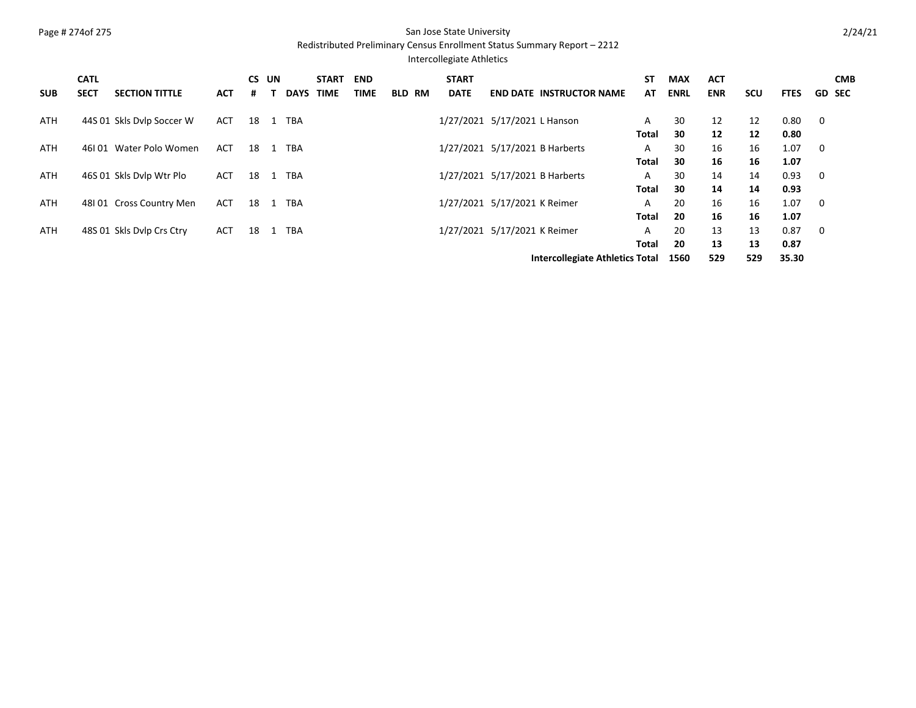San Jose State University

Redistributed Preliminary Census Enrollment Status Summary Report – 2212

Intercollegiate Athletics

| SUB | CATL SECT | SECTION TITTLE | ACT | CS # | UNT | DAYS | START TIME | END TIME | BLD | RM | START DATE | END DATE | INSTRUCTOR NAME | STAT | MAX ENRL | ACT ENR | SCU | FTES | GD | CMB SEC |
|---|---|---|---|---|---|---|---|---|---|---|---|---|---|---|---|---|---|---|---|---|
| ATH | 44S 01 | Skls Dvlp Soccer W | ACT | 18 | 1 | TBA | | | | | 1/27/2021 | 5/17/2021 | L Hanson | A | 30 | 12 | 12 | 0.80 | 0 | |
| | | | | | | | | | | | | | | **Total** | **30** | **12** | **12** | **0.80** | | |
| ATH | 46I 01 | Water Polo Women | ACT | 18 | 1 | TBA | | | | | 1/27/2021 | 5/17/2021 | B Harberts | A | 30 | 16 | 16 | 1.07 | 0 | |
| | | | | | | | | | | | | | | **Total** | **30** | **16** | **16** | **1.07** | | |
| ATH | 46S 01 | Skls Dvlp Wtr Plo | ACT | 18 | 1 | TBA | | | | | 1/27/2021 | 5/17/2021 | B Harberts | A | 30 | 14 | 14 | 0.93 | 0 | |
| | | | | | | | | | | | | | | **Total** | **30** | **14** | **14** | **0.93** | | |
| ATH | 48I 01 | Cross Country Men | ACT | 18 | 1 | TBA | | | | | 1/27/2021 | 5/17/2021 | K Reimer | A | 20 | 16 | 16 | 1.07 | 0 | |
| | | | | | | | | | | | | | | **Total** | **20** | **16** | **16** | **1.07** | | |
| ATH | 48S 01 | Skls Dvlp Crs Ctry | ACT | 18 | 1 | TBA | | | | | 1/27/2021 | 5/17/2021 | K Reimer | A | 20 | 13 | 13 | 0.87 | 0 | |
| | | | | | | | | | | | | | | **Total** | **20** | **13** | **13** | **0.87** | | |
| | | | | | | | | | | | | | **Intercollegiate Athletics** | **Total** | **1560** | **529** | **529** | **35.30** | | |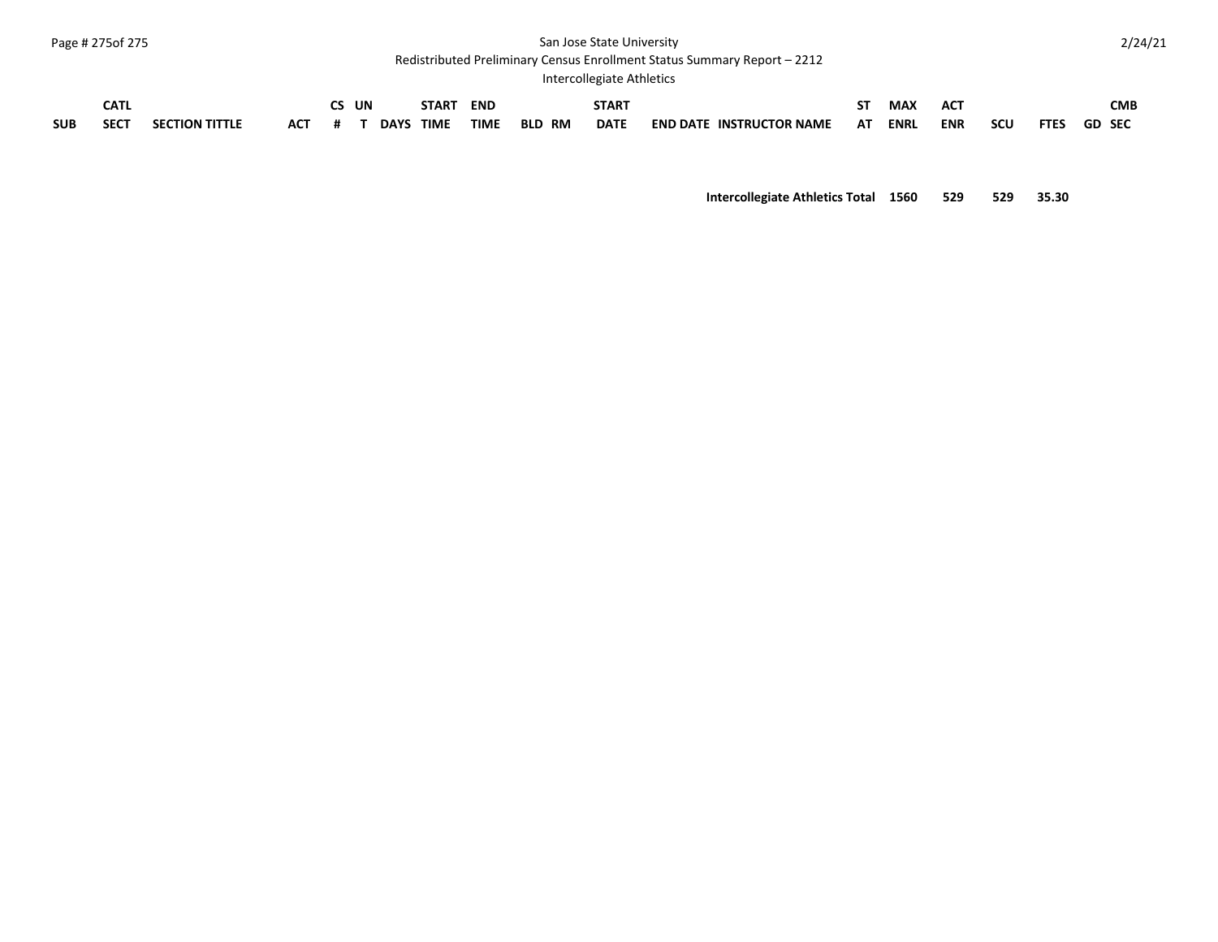| SUB | CATL SECT | SECTION TITTLE | ACT | CS # | UNT | DAYS | START TIME | END TIME | BLD | RM | START DATE | END DATE | INSTRUCTOR NAME | STAT | MAX ENRL | ACT ENR | SCU | FTES | GD | CMB SEC |
|---|---|---|---|---|---|---|---|---|---|---|---|---|---|---|---|---|---|---|---|---|
| | | | | | | | | | | | | | **Intercollegiate Athletics Total** | | **1560** | **529** | **529** | **35.30** | | |